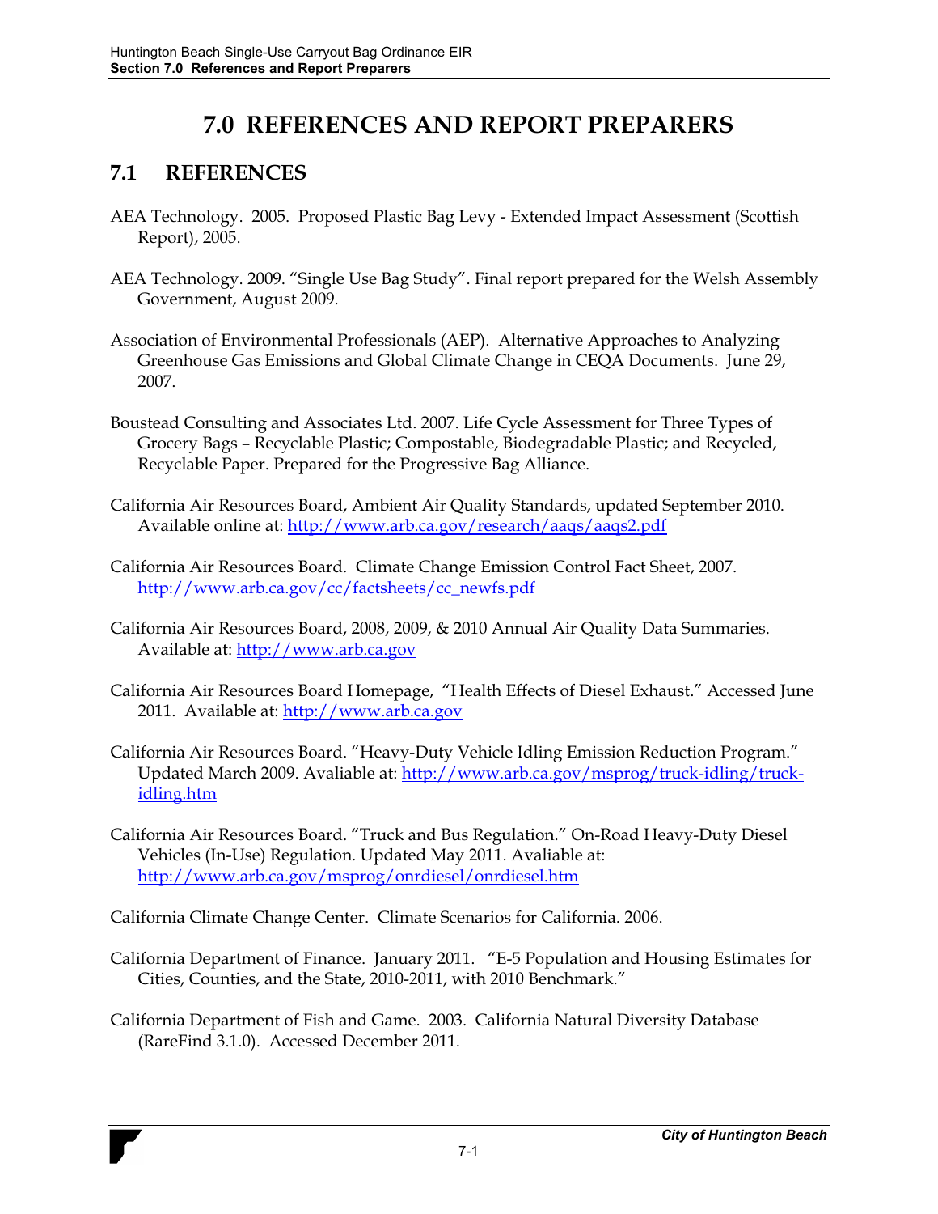# 7.0 REFERENCES AND REPORT PREPARERS

## 7.1 REFERENCES

AEA Technology. 2005. Proposed Plastic Bag Levy - Extended Impact Assessment (Scottish Report), 2005.

AEA Technology. 2009. "Single Use Bag Study". Final report prepared for the Welsh Assembly Government, August 2009.

Association of Environmental Professionals (AEP). Alternative Approaches to Analyzing Greenhouse Gas Emissions and Global Climate Change in CEQA Documents. June 29, 2007.

Boustead Consulting and Associates Ltd. 2007. Life Cycle Assessment for Three Types of Grocery Bags – Recyclable Plastic; Compostable, Biodegradable Plastic; and Recycled, Recyclable Paper. Prepared for the Progressive Bag Alliance.

California Air Resources Board, Ambient Air Quality Standards, updated September 2010. Available online at: http://www.arb.ca.gov/research/aaqs/aaqs2.pdf

California Air Resources Board. Climate Change Emission Control Fact Sheet, 2007. http://www.arb.ca.gov/cc/factsheets/cc_newfs.pdf

California Air Resources Board, 2008, 2009, & 2010 Annual Air Quality Data Summaries. Available at: http://www.arb.ca.gov

California Air Resources Board Homepage, "Health Effects of Diesel Exhaust." Accessed June 2011. Available at: http://www.arb.ca.gov

California Air Resources Board. "Heavy-Duty Vehicle Idling Emission Reduction Program." Updated March 2009. Avaliable at: http://www.arb.ca.gov/msprog/truck-idling/truck-idling.htm

California Air Resources Board. "Truck and Bus Regulation." On-Road Heavy-Duty Diesel Vehicles (In-Use) Regulation. Updated May 2011. Avaliable at: http://www.arb.ca.gov/msprog/onrdiesel/onrdiesel.htm

California Climate Change Center. Climate Scenarios for California. 2006.

California Department of Finance. January 2011. "E-5 Population and Housing Estimates for Cities, Counties, and the State, 2010-2011, with 2010 Benchmark."

California Department of Fish and Game. 2003. California Natural Diversity Database (RareFind 3.1.0). Accessed December 2011.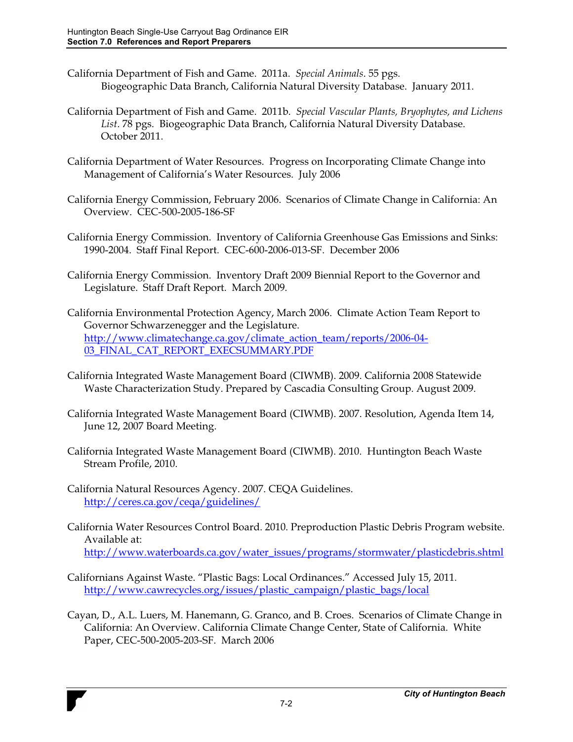California Department of Fish and Game. 2011a. *Special Animals*. 55 pgs. Biogeographic Data Branch, California Natural Diversity Database. January 2011.

California Department of Fish and Game. 2011b. *Special Vascular Plants, Bryophytes, and Lichens List*. 78 pgs. Biogeographic Data Branch, California Natural Diversity Database. October 2011.

California Department of Water Resources. Progress on Incorporating Climate Change into Management of California's Water Resources. July 2006

California Energy Commission, February 2006. Scenarios of Climate Change in California: An Overview. CEC-500-2005-186-SF

California Energy Commission. Inventory of California Greenhouse Gas Emissions and Sinks: 1990-2004. Staff Final Report. CEC-600-2006-013-SF. December 2006

California Energy Commission. Inventory Draft 2009 Biennial Report to the Governor and Legislature. Staff Draft Report. March 2009.

California Environmental Protection Agency, March 2006. Climate Action Team Report to Governor Schwarzenegger and the Legislature. http://www.climatechange.ca.gov/climate_action_team/reports/2006-04-03_FINAL_CAT_REPORT_EXECSUMMARY.PDF

California Integrated Waste Management Board (CIWMB). 2009. California 2008 Statewide Waste Characterization Study. Prepared by Cascadia Consulting Group. August 2009.

California Integrated Waste Management Board (CIWMB). 2007. Resolution, Agenda Item 14, June 12, 2007 Board Meeting.

California Integrated Waste Management Board (CIWMB). 2010. Huntington Beach Waste Stream Profile, 2010.

California Natural Resources Agency. 2007. CEQA Guidelines. http://ceres.ca.gov/ceqa/guidelines/

California Water Resources Control Board. 2010. Preproduction Plastic Debris Program website. Available at: http://www.waterboards.ca.gov/water_issues/programs/stormwater/plasticdebris.shtml

Californians Against Waste. "Plastic Bags: Local Ordinances." Accessed July 15, 2011. http://www.cawrecycles.org/issues/plastic_campaign/plastic_bags/local

Cayan, D., A.L. Luers, M. Hanemann, G. Granco, and B. Croes. Scenarios of Climate Change in California: An Overview. California Climate Change Center, State of California. White Paper, CEC-500-2005-203-SF. March 2006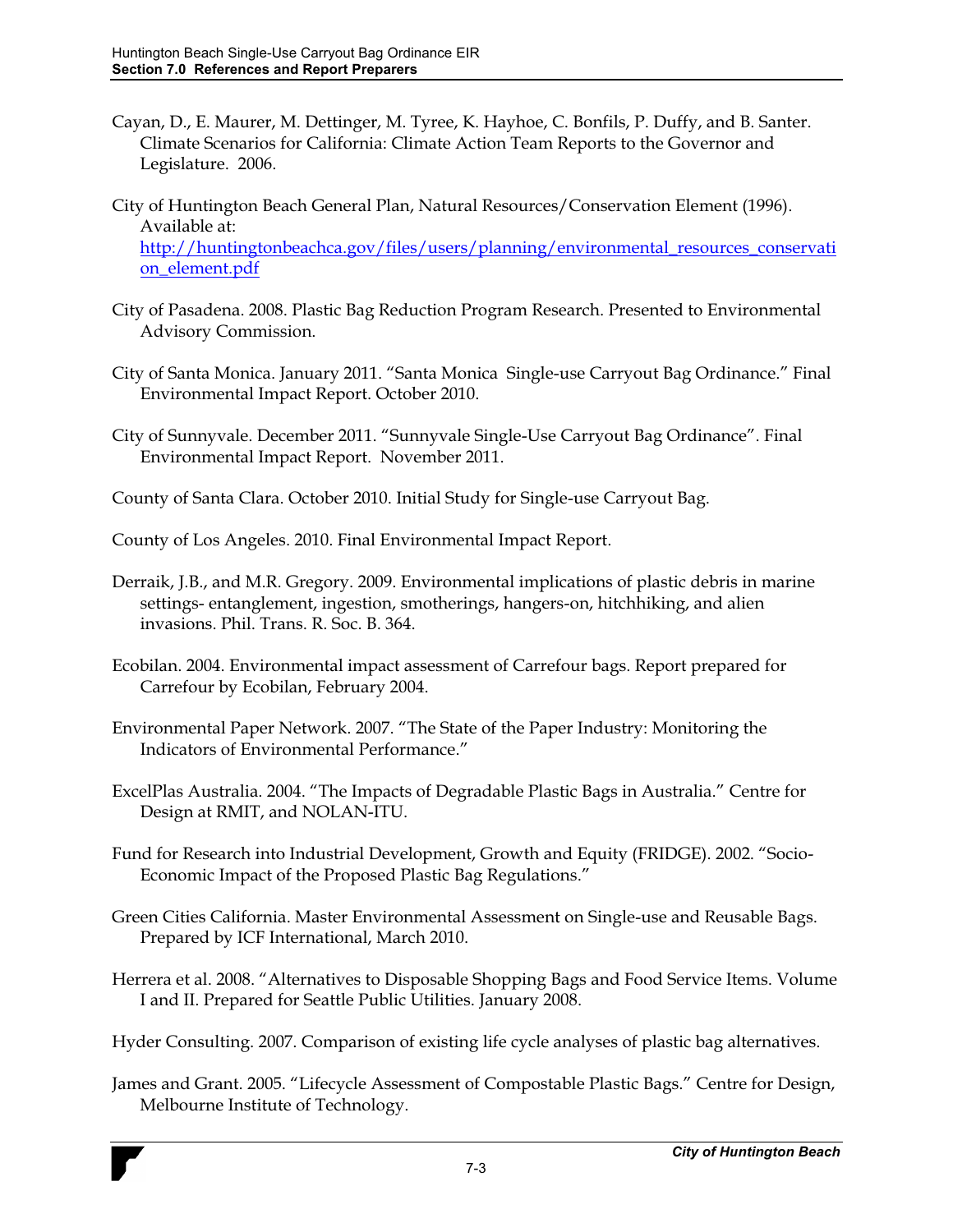Cayan, D., E. Maurer, M. Dettinger, M. Tyree, K. Hayhoe, C. Bonfils, P. Duffy, and B. Santer. Climate Scenarios for California: Climate Action Team Reports to the Governor and Legislature. 2006.

City of Huntington Beach General Plan, Natural Resources/Conservation Element (1996). Available at: http://huntingtonbeachca.gov/files/users/planning/environmental_resources_conservation_element.pdf

City of Pasadena. 2008. Plastic Bag Reduction Program Research. Presented to Environmental Advisory Commission.

City of Santa Monica. January 2011. "Santa Monica Single-use Carryout Bag Ordinance." Final Environmental Impact Report. October 2010.

City of Sunnyvale. December 2011. "Sunnyvale Single-Use Carryout Bag Ordinance". Final Environmental Impact Report. November 2011.

County of Santa Clara. October 2010. Initial Study for Single-use Carryout Bag.

County of Los Angeles. 2010. Final Environmental Impact Report.

Derraik, J.B., and M.R. Gregory. 2009. Environmental implications of plastic debris in marine settings- entanglement, ingestion, smotherings, hangers-on, hitchhiking, and alien invasions. Phil. Trans. R. Soc. B. 364.

Ecobilan. 2004. Environmental impact assessment of Carrefour bags. Report prepared for Carrefour by Ecobilan, February 2004.

Environmental Paper Network. 2007. "The State of the Paper Industry: Monitoring the Indicators of Environmental Performance."

ExcelPlas Australia. 2004. "The Impacts of Degradable Plastic Bags in Australia." Centre for Design at RMIT, and NOLAN-ITU.

Fund for Research into Industrial Development, Growth and Equity (FRIDGE). 2002. "Socio-Economic Impact of the Proposed Plastic Bag Regulations."

Green Cities California. Master Environmental Assessment on Single-use and Reusable Bags. Prepared by ICF International, March 2010.

Herrera et al. 2008. "Alternatives to Disposable Shopping Bags and Food Service Items. Volume I and II. Prepared for Seattle Public Utilities. January 2008.

Hyder Consulting. 2007. Comparison of existing life cycle analyses of plastic bag alternatives.

James and Grant. 2005. "Lifecycle Assessment of Compostable Plastic Bags." Centre for Design, Melbourne Institute of Technology.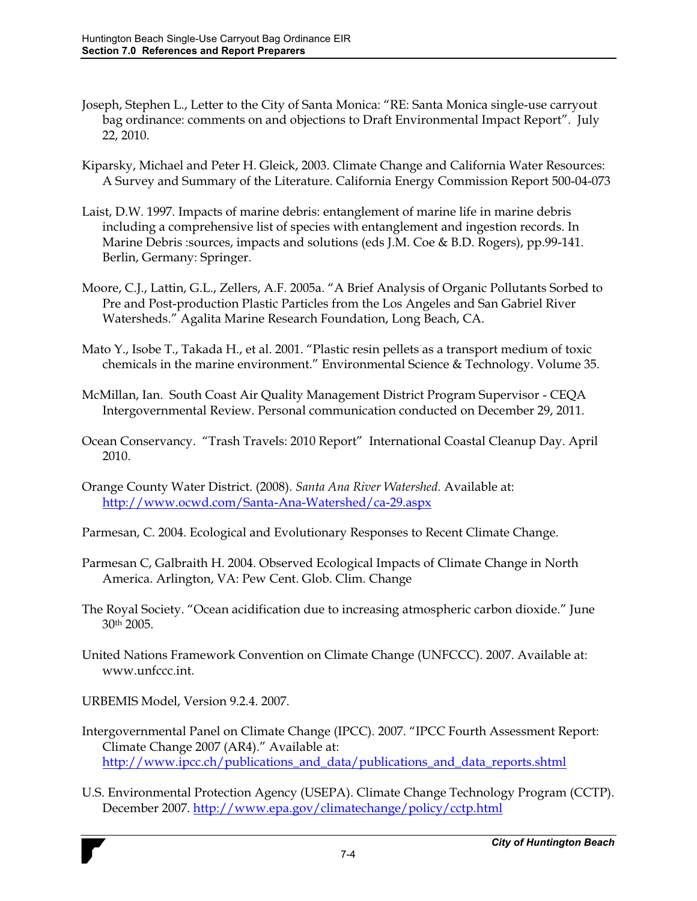Joseph, Stephen L., Letter to the City of Santa Monica: "RE: Santa Monica single-use carryout bag ordinance: comments on and objections to Draft Environmental Impact Report". July 22, 2010.

Kiparsky, Michael and Peter H. Gleick, 2003. Climate Change and California Water Resources: A Survey and Summary of the Literature. California Energy Commission Report 500-04-073

Laist, D.W. 1997. Impacts of marine debris: entanglement of marine life in marine debris including a comprehensive list of species with entanglement and ingestion records. In Marine Debris :sources, impacts and solutions (eds J.M. Coe & B.D. Rogers), pp.99-141. Berlin, Germany: Springer.

Moore, C.J., Lattin, G.L., Zellers, A.F. 2005a. "A Brief Analysis of Organic Pollutants Sorbed to Pre and Post-production Plastic Particles from the Los Angeles and San Gabriel River Watersheds." Agalita Marine Research Foundation, Long Beach, CA.

Mato Y., Isobe T., Takada H., et al. 2001. "Plastic resin pellets as a transport medium of toxic chemicals in the marine environment." Environmental Science & Technology. Volume 35.

McMillan, Ian. South Coast Air Quality Management District Program Supervisor - CEQA Intergovernmental Review. Personal communication conducted on December 29, 2011.

Ocean Conservancy. "Trash Travels: 2010 Report" International Coastal Cleanup Day. April 2010.

Orange County Water District. (2008). *Santa Ana River Watershed.* Available at: http://www.ocwd.com/Santa-Ana-Watershed/ca-29.aspx

Parmesan, C. 2004. Ecological and Evolutionary Responses to Recent Climate Change.

Parmesan C, Galbraith H. 2004. Observed Ecological Impacts of Climate Change in North America. Arlington, VA: Pew Cent. Glob. Clim. Change

The Royal Society. "Ocean acidification due to increasing atmospheric carbon dioxide." June 30th 2005.

United Nations Framework Convention on Climate Change (UNFCCC). 2007. Available at: www.unfccc.int.

URBEMIS Model, Version 9.2.4. 2007.

Intergovernmental Panel on Climate Change (IPCC). 2007. "IPCC Fourth Assessment Report: Climate Change 2007 (AR4)." Available at: http://www.ipcc.ch/publications_and_data/publications_and_data_reports.shtml

U.S. Environmental Protection Agency (USEPA). Climate Change Technology Program (CCTP). December 2007. http://www.epa.gov/climatechange/policy/cctp.html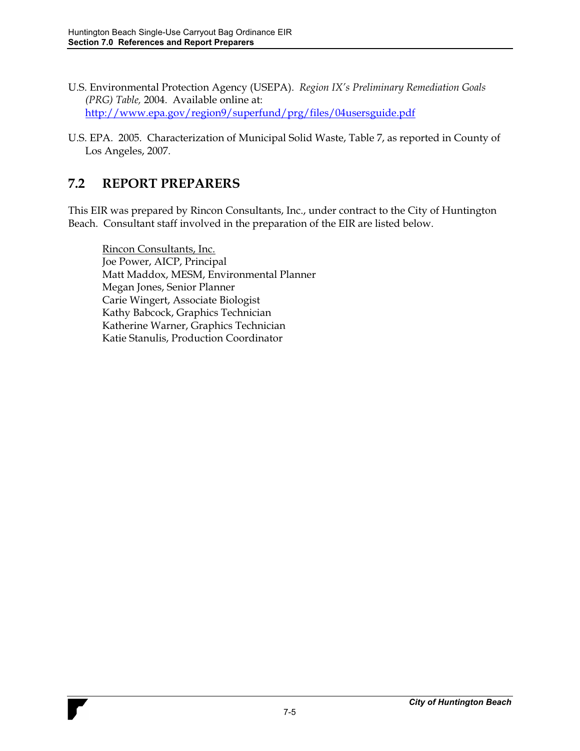U.S. Environmental Protection Agency (USEPA). *Region IX's Preliminary Remediation Goals (PRG) Table,* 2004. Available online at: http://www.epa.gov/region9/superfund/prg/files/04usersguide.pdf

U.S. EPA. 2005. Characterization of Municipal Solid Waste, Table 7, as reported in County of Los Angeles, 2007.

## 7.2 REPORT PREPARERS

This EIR was prepared by Rincon Consultants, Inc., under contract to the City of Huntington Beach. Consultant staff involved in the preparation of the EIR are listed below.

Rincon Consultants, Inc.
Joe Power, AICP, Principal
Matt Maddox, MESM, Environmental Planner
Megan Jones, Senior Planner
Carie Wingert, Associate Biologist
Kathy Babcock, Graphics Technician
Katherine Warner, Graphics Technician
Katie Stanulis, Production Coordinator